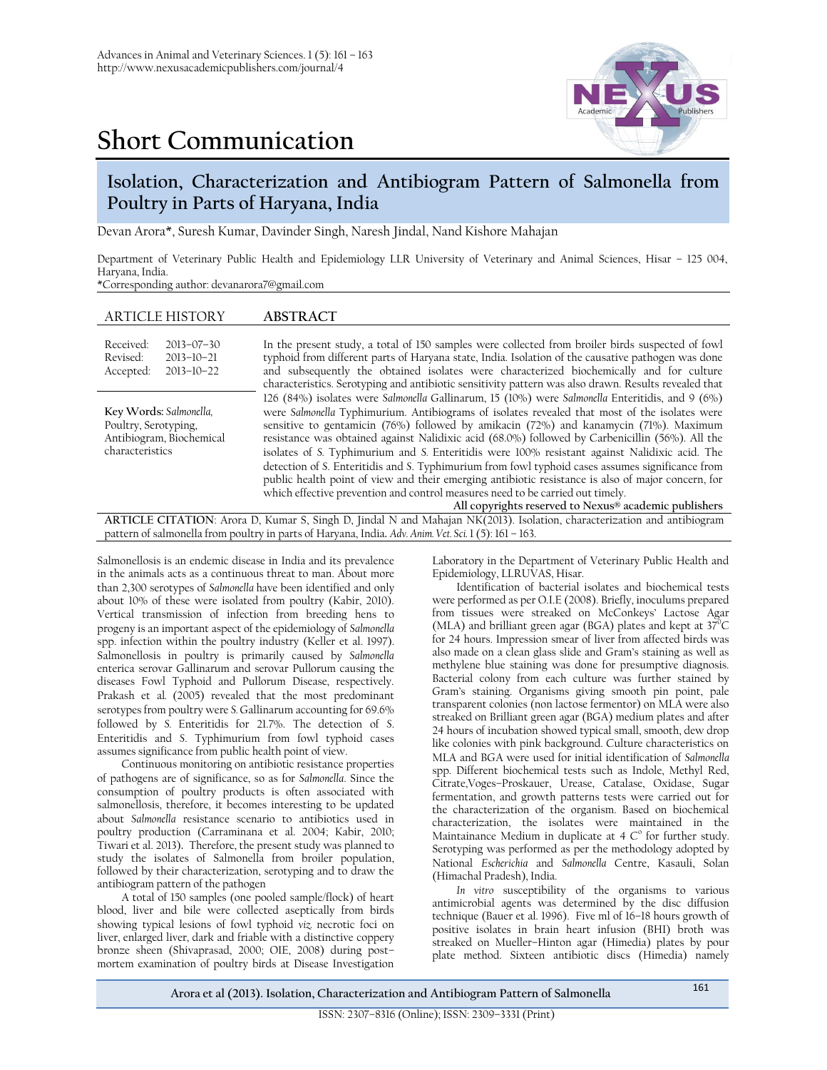# Short Communication

## Isolation, Characterization and Antibiogram Pattern of Salmonella from Poultry in Parts of Haryana, India

Devan Arora\*, Suresh Kumar, Davinder Singh, Naresh Jindal, Nand Kishore Mahajan

Department of Veterinary Public Health and Epidemiology LLR University of Veterinary and Animal Sciences, Hisar – 125 004, Haryana, India.

\*Corresponding author: devanarora7@gmail.com

### ARTICLE HISTORY

Received: 2013–07–30
Revised: 2013–10–21
Accepted: 2013–10–22

**Key Words:** *Salmonella*, Poultry, Serotyping, Antibiogram, Biochemical characteristics

### ABSTRACT

In the present study, a total of 150 samples were collected from broiler birds suspected of fowl typhoid from different parts of Haryana state, India. Isolation of the causative pathogen was done and subsequently the obtained isolates were characterized biochemically and for culture characteristics. Serotyping and antibiotic sensitivity pattern was also drawn. Results revealed that 126 (84%) isolates were *Salmonella* Gallinarum, 15 (10%) were *Salmonella* Enteritidis, and 9 (6%) were *Salmonella* Typhimurium. Antibiograms of isolates revealed that most of the isolates were sensitive to gentamicin (76%) followed by amikacin (72%) and kanamycin (71%). Maximum resistance was obtained against Nalidixic acid (68.0%) followed by Carbenicillin (56%). All the isolates of *S.* Typhimurium and *S.* Enteritidis were 100% resistant against Nalidixic acid. The detection of *S.* Enteritidis and *S.* Typhimurium from fowl typhoid cases assumes significance from public health point of view and their emerging antibiotic resistance is also of major concern, for which effective prevention and control measures need to be carried out timely.

All copyrights reserved to Nexus® academic publishers

**ARTICLE CITATION**: Arora D, Kumar S, Singh D, Jindal N and Mahajan NK(2013). Isolation, characterization and antibiogram pattern of salmonella from poultry in parts of Haryana, India. *Adv. Anim. Vet. Sci.* 1 (5): 161 – 163.

Salmonellosis is an endemic disease in India and its prevalence in the animals acts as a continuous threat to man. About more than 2,300 serotypes of *Salmonella* have been identified and only about 10% of these were isolated from poultry (Kabir, 2010). Vertical transmission of infection from breeding hens to progeny is an important aspect of the epidemiology of *Salmonella* spp. infection within the poultry industry (Keller et al. 1997). Salmonellosis in poultry is primarily caused by *Salmonella* enterica serovar Gallinarum and serovar Pullorum causing the diseases Fowl Typhoid and Pullorum Disease, respectively. Prakash et al*.* (2005) revealed that the most predominant serotypes from poultry were *S.* Gallinarum accounting for 69.6% followed by *S.* Enteritidis for 21.7%. The detection of *S.* Enteritidis and *S.* Typhimurium from fowl typhoid cases assumes significance from public health point of view.

Continuous monitoring on antibiotic resistance properties of pathogens are of significance, so as for *Salmonella*. Since the consumption of poultry products is often associated with salmonellosis, therefore, it becomes interesting to be updated about *Salmonella* resistance scenario to antibiotics used in poultry production (Carraminana et al. 2004; Kabir, 2010; Tiwari et al. 2013). Therefore, the present study was planned to study the isolates of Salmonella from broiler population, followed by their characterization, serotyping and to draw the antibiogram pattern of the pathogen

A total of 150 samples (one pooled sample/flock) of heart blood, liver and bile were collected aseptically from birds showing typical lesions of fowl typhoid *viz.* necrotic foci on liver, enlarged liver, dark and friable with a distinctive coppery bronze sheen (Shivaprasad, 2000; OIE, 2008) during post–mortem examination of poultry birds at Disease Investigation Laboratory in the Department of Veterinary Public Health and Epidemiology, LLRUVAS, Hisar.

Identification of bacterial isolates and biochemical tests were performed as per O.I.E (2008). Briefly, inoculums prepared from tissues were streaked on McConkeys' Lactose Agar (MLA) and brilliant green agar (BGA) plates and kept at $37^0$C for 24 hours. Impression smear of liver from affected birds was also made on a clean glass slide and Gram's staining as well as methylene blue staining was done for presumptive diagnosis. Bacterial colony from each culture was further stained by Gram's staining. Organisms giving smooth pin point, pale transparent colonies (non lactose fermentor) on MLA were also streaked on Brilliant green agar (BGA) medium plates and after 24 hours of incubation showed typical small, smooth, dew drop like colonies with pink background. Culture characteristics on MLA and BGA were used for initial identification of *Salmonella* spp. Different biochemical tests such as Indole, Methyl Red, Citrate,Voges–Proskauer, Urease, Catalase, Oxidase, Sugar fermentation, and growth patterns tests were carried out for the characterization of the organism. Based on biochemical characterization, the isolates were maintained in the Maintainance Medium in duplicate at 4 $C^o$ for further study. Serotyping was performed as per the methodology adopted by National *Escherichia* and *Salmonella* Centre, Kasauli, Solan (Himachal Pradesh), India.

*In vitro* susceptibility of the organisms to various antimicrobial agents was determined by the disc diffusion technique (Bauer et al. 1996). Five ml of 16–18 hours growth of positive isolates in brain heart infusion (BHI) broth was streaked on Mueller–Hinton agar (Himedia) plates by pour plate method. Sixteen antibiotic discs (Himedia) namely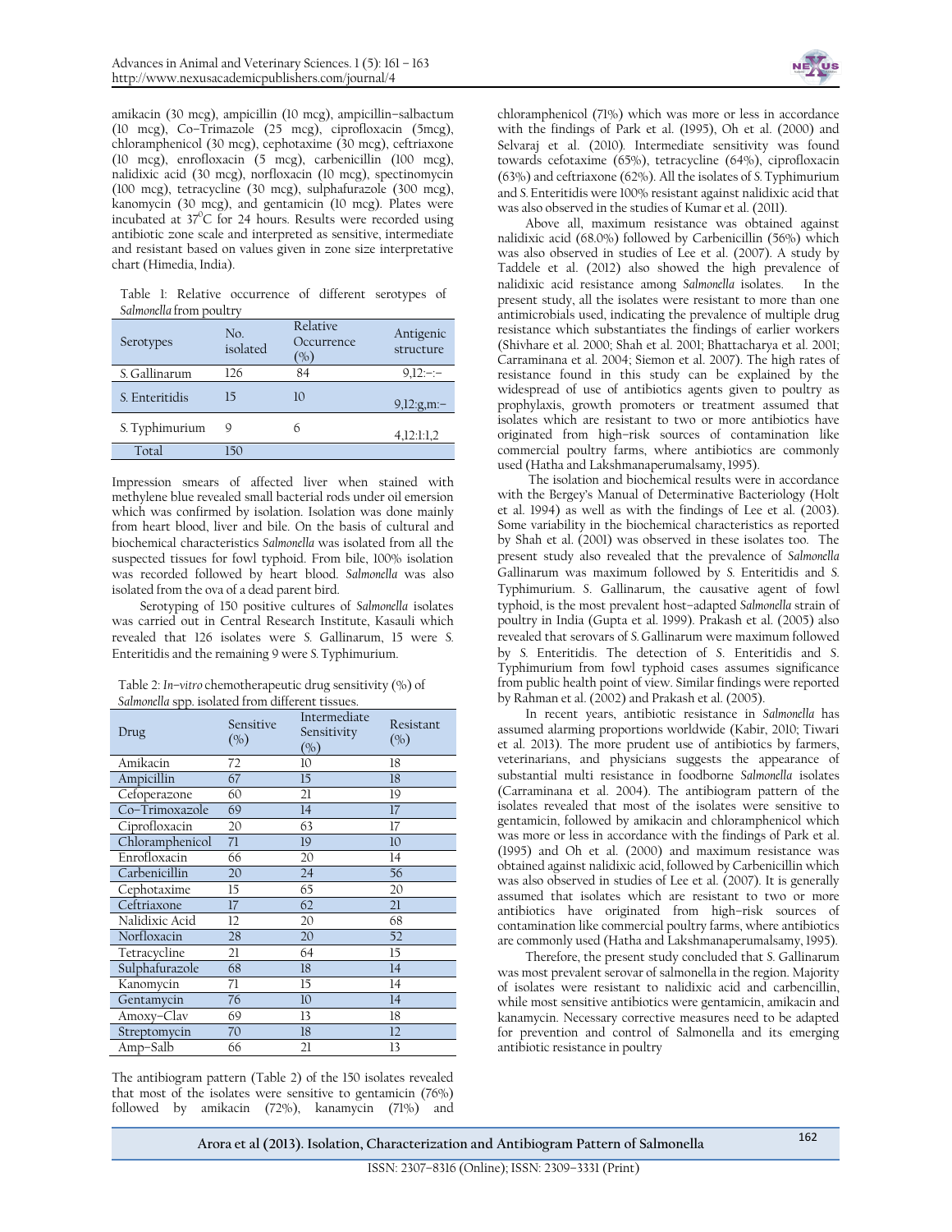amikacin (30 mcg), ampicillin (10 mcg), ampicillin–salbactum (10 mcg), Co–Trimazole (25 mcg), ciprofloxacin (5mcg), chloramphenicol (30 mcg), cephotaxime (30 mcg), ceftriaxone (10 mcg), enrofloxacin (5 mcg), carbenicillin (100 mcg), nalidixic acid (30 mcg), norfloxacin (10 mcg), spectinomycin (100 mcg), tetracycline (100 mcg), sulphafurazole (300 mcg), kanomycin (30 mcg), and gentamicin (10 mcg). Plates were incubated at 37$^0$C for 24 hours. Results were recorded using antibiotic zone scale and interpreted as sensitive, intermediate and resistant based on values given in zone size interpretative chart (Himedia, India).

Table 1: Relative occurrence of different serotypes of *Salmonella* from poultry

| Serotypes | No. isolated | Relative Occurrence (%) | Antigenic structure |
|---|---|---|---|
| S. Gallinarum | 126 | 84 | 9,12:–:– |
| S. Enteritidis | 15 | 10 | 9,12:g,m:– |
| S. Typhimurium | 9 | 6 | 4,12:1:1,2 |
| Total | 150 | | |

Impression smears of affected liver when stained with methylene blue revealed small bacterial rods under oil emersion which was confirmed by isolation. Isolation was done mainly from heart blood, liver and bile. On the basis of cultural and biochemical characteristics *Salmonella* was isolated from all the suspected tissues for fowl typhoid. From bile, 100% isolation was recorded followed by heart blood. *Salmonella* was also isolated from the ova of a dead parent bird.

Serotyping of 150 positive cultures of *Salmonella* isolates was carried out in Central Research Institute, Kasauli which revealed that 126 isolates were *S.* Gallinarum, 15 were *S.* Enteritidis and the remaining 9 were *S.* Typhimurium.

Table 2: *In–vitro* chemotherapeutic drug sensitivity (%) of *Salmonella* spp. isolated from different tissues.

| Drug | Sensitive (%) | Intermediate Sensitivity (%) | Resistant (%) |
|---|---|---|---|
| Amikacin | 72 | 10 | 18 |
| Ampicillin | 67 | 15 | 18 |
| Cefoperazone | 60 | 21 | 19 |
| Co–Trimoxazole | 69 | 14 | 17 |
| Ciprofloxacin | 20 | 63 | 17 |
| Chloramphenicol | 71 | 19 | 10 |
| Enrofloxacin | 66 | 20 | 14 |
| Carbenicillin | 20 | 24 | 56 |
| Cephotaxime | 15 | 65 | 20 |
| Ceftriaxone | 17 | 62 | 21 |
| Nalidixic Acid | 12 | 20 | 68 |
| Norfloxacin | 28 | 20 | 52 |
| Tetracycline | 21 | 64 | 15 |
| Sulphafurazole | 68 | 18 | 14 |
| Kanomycin | 71 | 15 | 14 |
| Gentamycin | 76 | 10 | 14 |
| Amoxy–Clav | 69 | 13 | 18 |
| Streptomycin | 70 | 18 | 12 |
| Amp–Salb | 66 | 21 | 13 |

The antibiogram pattern (Table 2) of the 150 isolates revealed that most of the isolates were sensitive to gentamicin (76%) followed by amikacin (72%), kanamycin (71%) and chloramphenicol (71%) which was more or less in accordance with the findings of Park et al. (1995), Oh et al. (2000) and Selvaraj et al. (2010). Intermediate sensitivity was found towards cefotaxime (65%), tetracycline (64%), ciprofloxacin (63%) and ceftriaxone (62%). All the isolates of *S.* Typhimurium and *S.* Enteritidis were 100% resistant against nalidixic acid that was also observed in the studies of Kumar et al. (2011).

Above all, maximum resistance was obtained against nalidixic acid (68.0%) followed by Carbenicillin (56%) which was also observed in studies of Lee et al. (2007). A study by Taddele et al. (2012) also showed the high prevalence of nalidixic acid resistance among *Salmonella* isolates. In the present study, all the isolates were resistant to more than one antimicrobials used, indicating the prevalence of multiple drug resistance which substantiates the findings of earlier workers (Shivhare et al. 2000; Shah et al. 2001; Bhattacharya et al. 2001; Carraminana et al. 2004; Siemon et al. 2007). The high rates of resistance found in this study can be explained by the widespread of use of antibiotics agents given to poultry as prophylaxis, growth promoters or treatment assumed that isolates which are resistant to two or more antibiotics have originated from high–risk sources of contamination like commercial poultry farms, where antibiotics are commonly used (Hatha and Lakshmanaperumalsamy, 1995).

The isolation and biochemical results were in accordance with the Bergey's Manual of Determinative Bacteriology (Holt et al. 1994) as well as with the findings of Lee et al. (2003). Some variability in the biochemical characteristics as reported by Shah et al. (2001) was observed in these isolates too. The present study also revealed that the prevalence of *Salmonella* Gallinarum was maximum followed by *S.* Enteritidis and *S.* Typhimurium. *S.* Gallinarum, the causative agent of fowl typhoid, is the most prevalent host–adapted *Salmonella* strain of poultry in India (Gupta et al. 1999). Prakash et al. (2005) also revealed that serovars of *S.* Gallinarum were maximum followed by *S.* Enteritidis. The detection of *S.* Enteritidis and *S.* Typhimurium from fowl typhoid cases assumes significance from public health point of view. Similar findings were reported by Rahman et al. (2002) and Prakash et al. (2005).

In recent years, antibiotic resistance in *Salmonella* has assumed alarming proportions worldwide (Kabir, 2010; Tiwari et al. 2013). The more prudent use of antibiotics by farmers, veterinarians, and physicians suggests the appearance of substantial multi resistance in foodborne *Salmonella* isolates (Carraminana et al. 2004). The antibiogram pattern of the isolates revealed that most of the isolates were sensitive to gentamicin, followed by amikacin and chloramphenicol which was more or less in accordance with the findings of Park et al. (1995) and Oh et al. (2000) and maximum resistance was obtained against nalidixic acid, followed by Carbenicillin which was also observed in studies of Lee et al. (2007). It is generally assumed that isolates which are resistant to two or more antibiotics have originated from high–risk sources of contamination like commercial poultry farms, where antibiotics are commonly used (Hatha and Lakshmanaperumalsamy, 1995).

Therefore, the present study concluded that *S.* Gallinarum was most prevalent serovar of salmonella in the region. Majority of isolates were resistant to nalidixic acid and carbencillin, while most sensitive antibiotics were gentamicin, amikacin and kanamycin. Necessary corrective measures need to be adapted for prevention and control of Salmonella and its emerging antibiotic resistance in poultry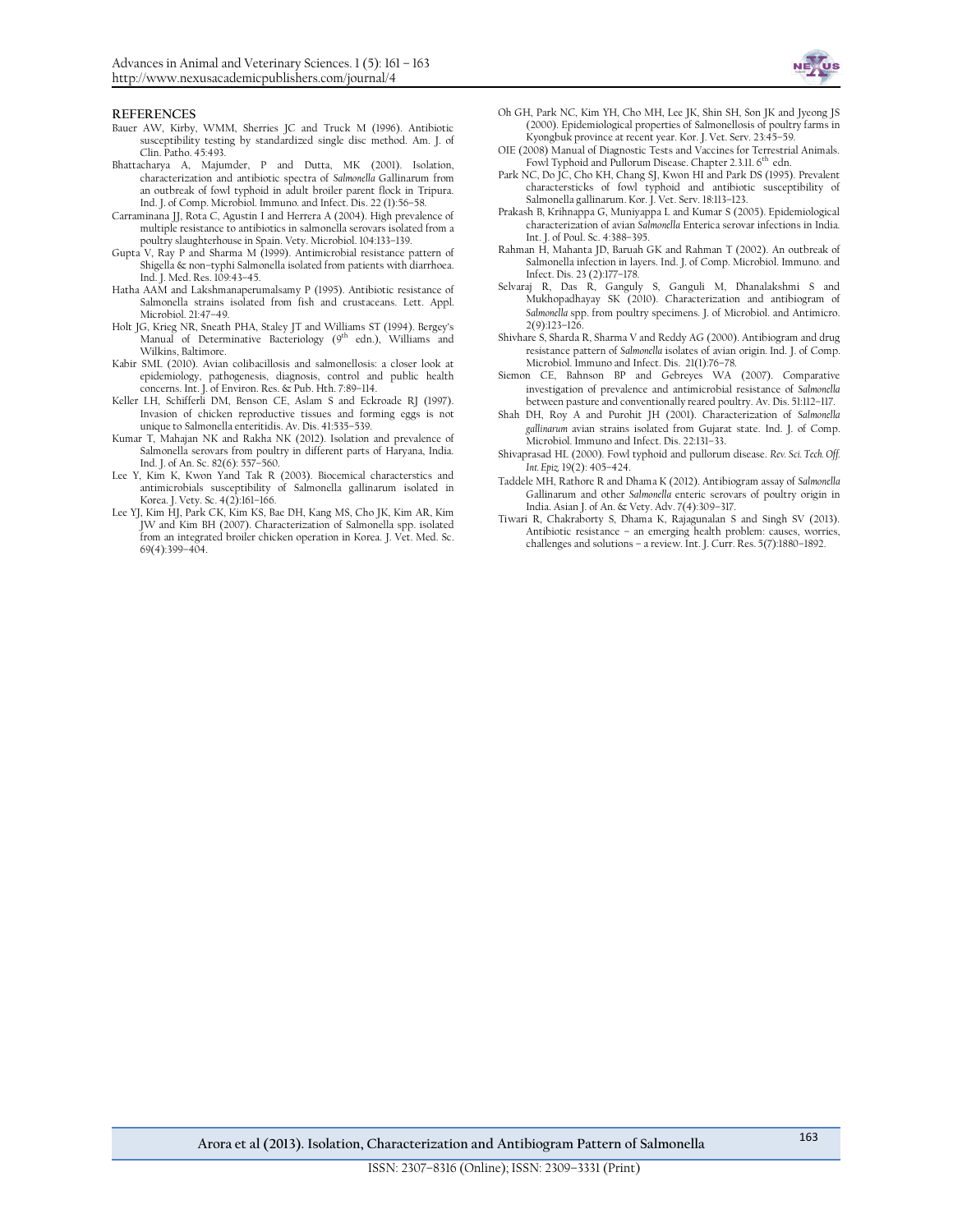## REFERENCES

Bauer AW, Kirby, WMM, Sherries JC and Truck M (1996). Antibiotic susceptibility testing by standardized single disc method. Am. J. of Clin. Patho. 45:493.

Bhattacharya A, Majumder, P and Dutta, MK (2001). Isolation, characterization and antibiotic spectra of *Salmonella* Gallinarum from an outbreak of fowl typhoid in adult broiler parent flock in Tripura. Ind. J. of Comp. Microbiol. Immuno. and Infect. Dis. 22 (1):56–58.

Carraminana JJ, Rota C, Agustin I and Herrera A (2004). High prevalence of multiple resistance to antibiotics in salmonella serovars isolated from a poultry slaughterhouse in Spain. Vety. Microbiol. 104:133–139.

Gupta V, Ray P and Sharma M (1999). Antimicrobial resistance pattern of Shigella & non–typhi Salmonella isolated from patients with diarrhoea. Ind. J. Med. Res. 109:43–45.

Hatha AAM and Lakshmanaperumalsamy P (1995). Antibiotic resistance of Salmonella strains isolated from fish and crustaceans. Lett. Appl. Microbiol. 21:47–49.

Holt JG, Krieg NR, Sneath PHA, Staley JT and Williams ST (1994). Bergey's Manual of Determinative Bacteriology (9th edn.), Williams and Wilkins, Baltimore.

Kabir SML (2010). Avian colibacillosis and salmonellosis: a closer look at epidemiology, pathogenesis, diagnosis, control and public health concerns. Int. J. of Environ. Res. & Pub. Hth. 7:89–114.

Keller LH, Schifferli DM, Benson CE, Aslam S and Eckroade RJ (1997). Invasion of chicken reproductive tissues and forming eggs is not unique to Salmonella enteritidis. Av. Dis. 41:535–539.

Kumar T, Mahajan NK and Rakha NK (2012). Isolation and prevalence of Salmonella serovars from poultry in different parts of Haryana, India. Ind. J. of An. Sc. 82(6): 557–560.

Lee Y, Kim K, Kwon Yand Tak R (2003). Biocemical characterstics and antimicrobials susceptibility of Salmonella gallinarum isolated in Korea. J. Vety. Sc. 4(2):161–166.

Lee YJ, Kim HJ, Park CK, Kim KS, Bae DH, Kang MS, Cho JK, Kim AR, Kim JW and Kim BH (2007). Characterization of Salmonella spp. isolated from an integrated broiler chicken operation in Korea. J. Vet. Med. Sc. 69(4):399–404.

Oh GH, Park NC, Kim YH, Cho MH, Lee JK, Shin SH, Son JK and Jyeong JS (2000). Epidemiological properties of Salmonellosis of poultry farms in Kyongbuk province at recent year. Kor. J. Vet. Serv. 23:45–59.

OIE (2008) Manual of Diagnostic Tests and Vaccines for Terrestrial Animals. Fowl Typhoid and Pullorum Disease. Chapter 2.3.11. 6th edn.

Park NC, Do JC, Cho KH, Chang SJ, Kwon HI and Park DS (1995). Prevalent charactersticks of fowl typhoid and antibiotic susceptibility of Salmonella gallinarum. Kor. J. Vet. Serv. 18:113–123.

Prakash B, Krihnappa G, Muniyappa L and Kumar S (2005). Epidemiological characterization of avian *Salmonella* Enterica serovar infections in India. Int. J. of Poul. Sc. 4:388–395.

Rahman H, Mahanta JD, Baruah GK and Rahman T (2002). An outbreak of Salmonella infection in layers. Ind. J. of Comp. Microbiol. Immuno. and Infect. Dis. 23 (2):177–178.

Selvaraj R, Das R, Ganguly S, Ganguli M, Dhanalakshmi S and Mukhopadhayay SK (2010). Characterization and antibiogram of *Salmonella* spp. from poultry specimens. J. of Microbiol. and Antimicro. 2(9):123–126.

Shivhare S, Sharda R, Sharma V and Reddy AG (2000). Antibiogram and drug resistance pattern of *Salmonella* isolates of avian origin. Ind. J. of Comp. Microbiol. Immuno and Infect. Dis. 21(1):76–78.

Siemon CE, Bahnson BP and Gebreyes WA (2007). Comparative investigation of prevalence and antimicrobial resistance of *Salmonella* between pasture and conventionally reared poultry. Av. Dis. 51:112–117.

Shah DH, Roy A and Purohit JH (2001). Characterization of *Salmonella gallinarum* avian strains isolated from Gujarat state. Ind. J. of Comp. Microbiol. Immuno and Infect. Dis. 22:131–33.

Shivaprasad HL (2000). Fowl typhoid and pullorum disease. *Rev. Sci. Tech. Off. Int. Epiz.* 19(2): 405–424.

Taddele MH, Rathore R and Dhama K (2012). Antibiogram assay of *Salmonella* Gallinarum and other *Salmonella* enteric serovars of poultry origin in India. Asian J. of An. & Vety. Adv. 7(4):309–317.

Tiwari R, Chakraborty S, Dhama K, Rajagunalan S and Singh SV (2013). Antibiotic resistance – an emerging health problem: causes, worries, challenges and solutions – a review. Int. J. Curr. Res. 5(7):1880–1892.